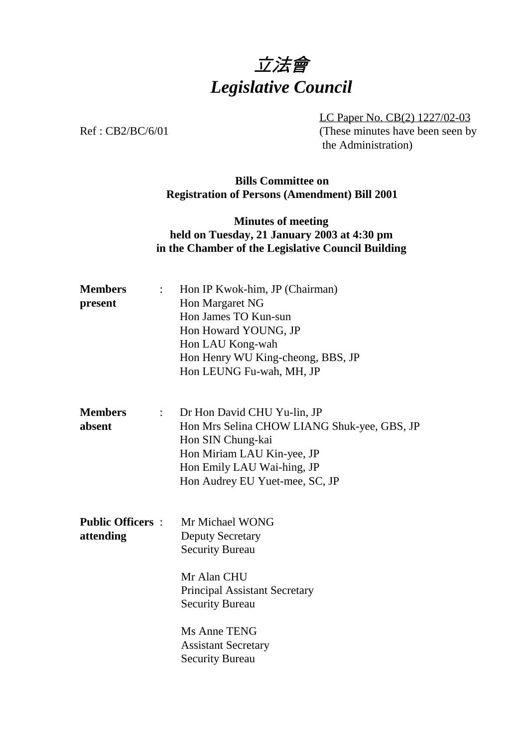# *立法會*
# *Legislative Council*

LC Paper No. CB(2) 1227/02-03
(These minutes have been seen by the Administration)

Ref : CB2/BC/6/01

**Bills Committee on**
**Registration of Persons (Amendment) Bill 2001**

**Minutes of meeting**
**held on Tuesday, 21 January 2003 at 4:30 pm**
**in the Chamber of the Legislative Council Building**

| | | |
|---|---|---|
| **Members present** | : | Hon IP Kwok-him, JP (Chairman)<br>Hon Margaret NG<br>Hon James TO Kun-sun<br>Hon Howard YOUNG, JP<br>Hon LAU Kong-wah<br>Hon Henry WU King-cheong, BBS, JP<br>Hon LEUNG Fu-wah, MH, JP |
| **Members absent** | : | Dr Hon David CHU Yu-lin, JP<br>Hon Mrs Selina CHOW LIANG Shuk-yee, GBS, JP<br>Hon SIN Chung-kai<br>Hon Miriam LAU Kin-yee, JP<br>Hon Emily LAU Wai-hing, JP<br>Hon Audrey EU Yuet-mee, SC, JP |
| **Public Officers attending** | : | Mr Michael WONG<br>Deputy Secretary<br>Security Bureau<br><br>Mr Alan CHU<br>Principal Assistant Secretary<br>Security Bureau<br><br>Ms Anne TENG<br>Assistant Secretary<br>Security Bureau |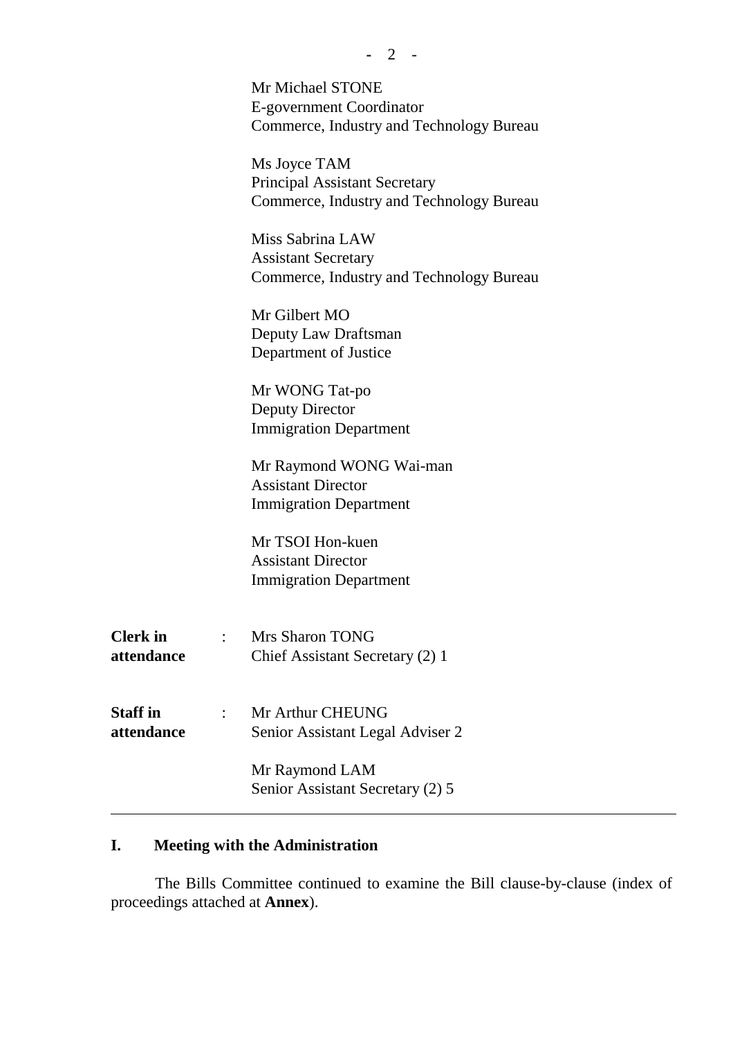Mr Michael STONE
E-government Coordinator
Commerce, Industry and Technology Bureau

Ms Joyce TAM
Principal Assistant Secretary
Commerce, Industry and Technology Bureau

Miss Sabrina LAW
Assistant Secretary
Commerce, Industry and Technology Bureau

Mr Gilbert MO
Deputy Law Draftsman
Department of Justice

Mr WONG Tat-po
Deputy Director
Immigration Department

Mr Raymond WONG Wai-man
Assistant Director
Immigration Department

Mr TSOI Hon-kuen
Assistant Director
Immigration Department

**Clerk in attendance** : Mrs Sharon TONG
Chief Assistant Secretary (2) 1

**Staff in attendance** : Mr Arthur CHEUNG
Senior Assistant Legal Adviser 2

Mr Raymond LAM
Senior Assistant Secretary (2) 5

---

## I. Meeting with the Administration

The Bills Committee continued to examine the Bill clause-by-clause (index of proceedings attached at **Annex**).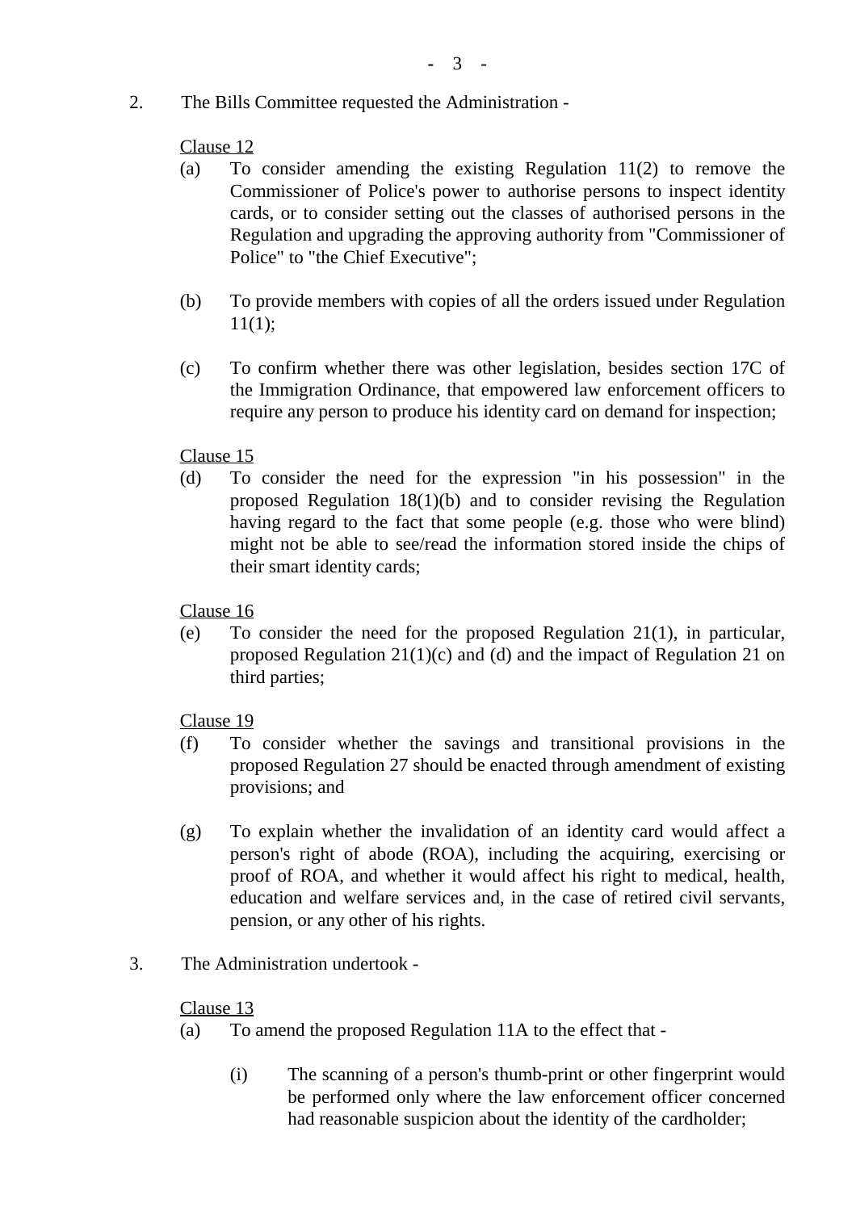2. The Bills Committee requested the Administration -

Clause 12

(a) To consider amending the existing Regulation 11(2) to remove the Commissioner of Police's power to authorise persons to inspect identity cards, or to consider setting out the classes of authorised persons in the Regulation and upgrading the approving authority from "Commissioner of Police" to "the Chief Executive";

(b) To provide members with copies of all the orders issued under Regulation 11(1);

(c) To confirm whether there was other legislation, besides section 17C of the Immigration Ordinance, that empowered law enforcement officers to require any person to produce his identity card on demand for inspection;

Clause 15

(d) To consider the need for the expression "in his possession" in the proposed Regulation 18(1)(b) and to consider revising the Regulation having regard to the fact that some people (e.g. those who were blind) might not be able to see/read the information stored inside the chips of their smart identity cards;

Clause 16

(e) To consider the need for the proposed Regulation 21(1), in particular, proposed Regulation 21(1)(c) and (d) and the impact of Regulation 21 on third parties;

Clause 19

(f) To consider whether the savings and transitional provisions in the proposed Regulation 27 should be enacted through amendment of existing provisions; and

(g) To explain whether the invalidation of an identity card would affect a person's right of abode (ROA), including the acquiring, exercising or proof of ROA, and whether it would affect his right to medical, health, education and welfare services and, in the case of retired civil servants, pension, or any other of his rights.

3. The Administration undertook -

Clause 13

(a) To amend the proposed Regulation 11A to the effect that -

(i) The scanning of a person's thumb-print or other fingerprint would be performed only where the law enforcement officer concerned had reasonable suspicion about the identity of the cardholder;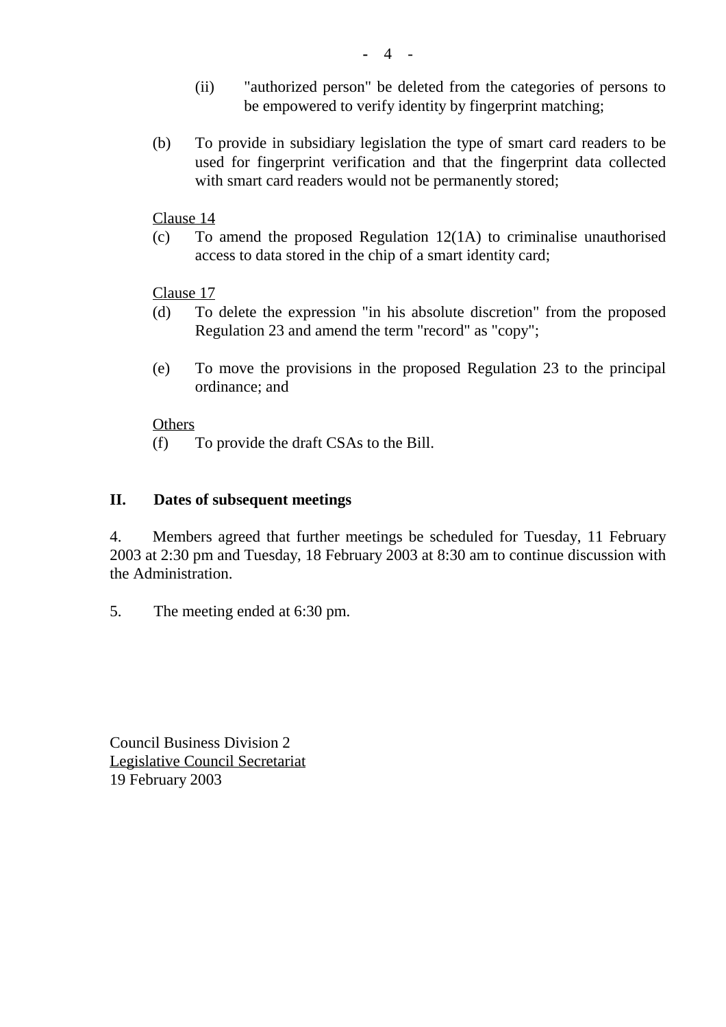(ii) "authorized person" be deleted from the categories of persons to be empowered to verify identity by fingerprint matching;

(b) To provide in subsidiary legislation the type of smart card readers to be used for fingerprint verification and that the fingerprint data collected with smart card readers would not be permanently stored;

Clause 14

(c) To amend the proposed Regulation 12(1A) to criminalise unauthorised access to data stored in the chip of a smart identity card;

Clause 17

(d) To delete the expression "in his absolute discretion" from the proposed Regulation 23 and amend the term "record" as "copy";

(e) To move the provisions in the proposed Regulation 23 to the principal ordinance; and

Others

(f) To provide the draft CSAs to the Bill.

## II. Dates of subsequent meetings

4. Members agreed that further meetings be scheduled for Tuesday, 11 February 2003 at 2:30 pm and Tuesday, 18 February 2003 at 8:30 am to continue discussion with the Administration.

5. The meeting ended at 6:30 pm.

Council Business Division 2
Legislative Council Secretariat
19 February 2003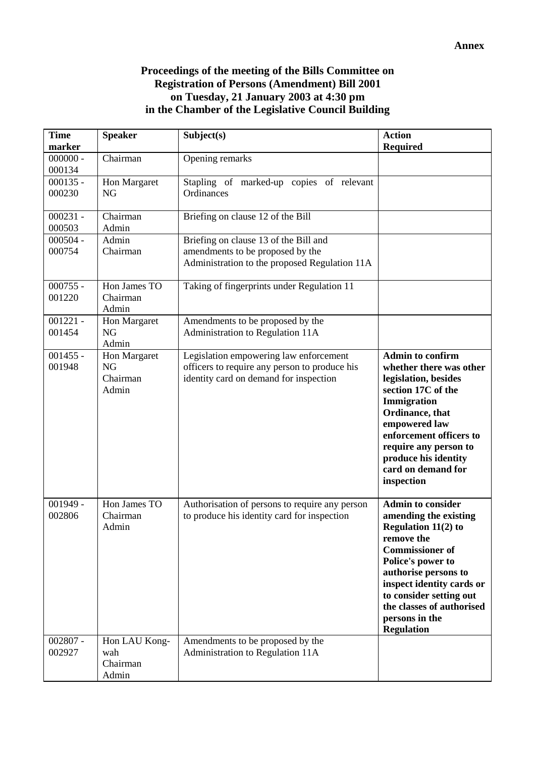**Annex**

**Proceedings of the meeting of the Bills Committee on Registration of Persons (Amendment) Bill 2001 on Tuesday, 21 January 2003 at 4:30 pm in the Chamber of the Legislative Council Building**

| Time marker | Speaker | Subject(s) | Action Required |
|---|---|---|---|
| 000000 - 000134 | Chairman | Opening remarks | |
| 000135 - 000230 | Hon Margaret NG | Stapling of marked-up copies of relevant Ordinances | |
| 000231 - 000503 | Chairman<br>Admin | Briefing on clause 12 of the Bill | |
| 000504 - 000754 | Admin<br>Chairman | Briefing on clause 13 of the Bill and amendments to be proposed by the Administration to the proposed Regulation 11A | |
| 000755 - 001220 | Hon James TO<br>Chairman<br>Admin | Taking of fingerprints under Regulation 11 | |
| 001221 - 001454 | Hon Margaret NG<br>Admin | Amendments to be proposed by the Administration to Regulation 11A | |
| 001455 - 001948 | Hon Margaret NG<br>Chairman<br>Admin | Legislation empowering law enforcement officers to require any person to produce his identity card on demand for inspection | **Admin to confirm whether there was other legislation, besides section 17C of the Immigration Ordinance, that empowered law enforcement officers to require any person to produce his identity card on demand for inspection** |
| 001949 - 002806 | Hon James TO<br>Chairman<br>Admin | Authorisation of persons to require any person to produce his identity card for inspection | **Admin to consider amending the existing Regulation 11(2) to remove the Commissioner of Police's power to authorise persons to inspect identity cards or to consider setting out the classes of authorised persons in the Regulation** |
| 002807 - 002927 | Hon LAU Kong-wah<br>Chairman<br>Admin | Amendments to be proposed by the Administration to Regulation 11A | |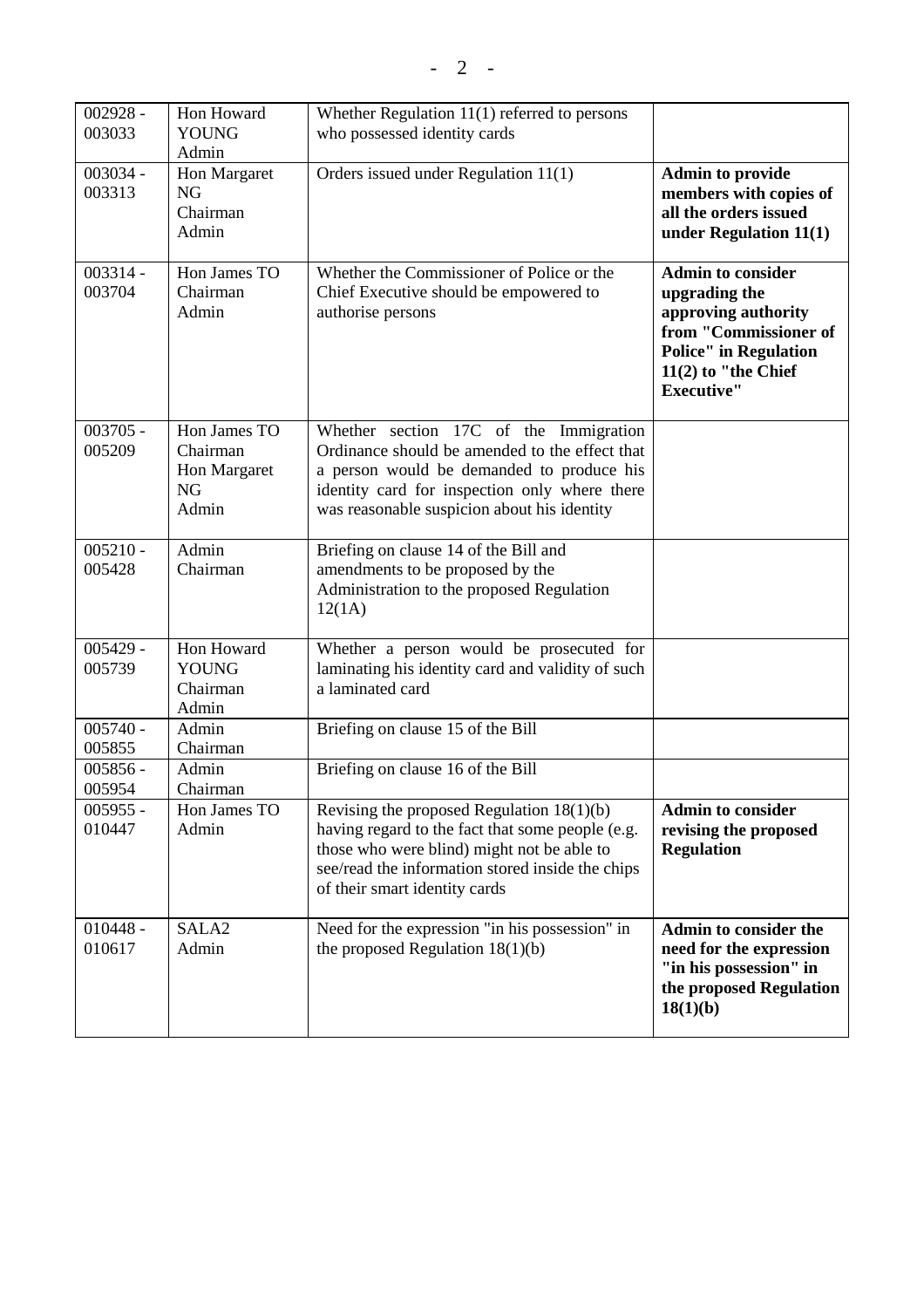| 002928 - 003033 | Hon Howard YOUNG<br>Admin | Whether Regulation 11(1) referred to persons who possessed identity cards | |
|---|---|---|---|
| 003034 - 003313 | Hon Margaret NG<br>Chairman<br>Admin | Orders issued under Regulation 11(1) | **Admin to provide members with copies of all the orders issued under Regulation 11(1)** |
| 003314 - 003704 | Hon James TO<br>Chairman<br>Admin | Whether the Commissioner of Police or the Chief Executive should be empowered to authorise persons | **Admin to consider upgrading the approving authority from "Commissioner of Police" in Regulation 11(2) to "the Chief Executive"** |
| 003705 - 005209 | Hon James TO<br>Chairman<br>Hon Margaret NG<br>Admin | Whether section 17C of the Immigration Ordinance should be amended to the effect that a person would be demanded to produce his identity card for inspection only where there was reasonable suspicion about his identity | |
| 005210 - 005428 | Admin<br>Chairman | Briefing on clause 14 of the Bill and amendments to be proposed by the Administration to the proposed Regulation 12(1A) | |
| 005429 - 005739 | Hon Howard YOUNG<br>Chairman<br>Admin | Whether a person would be prosecuted for laminating his identity card and validity of such a laminated card | |
| 005740 - 005855 | Admin<br>Chairman | Briefing on clause 15 of the Bill | |
| 005856 - 005954 | Admin<br>Chairman | Briefing on clause 16 of the Bill | |
| 005955 - 010447 | Hon James TO<br>Admin | Revising the proposed Regulation 18(1)(b) having regard to the fact that some people (e.g. those who were blind) might not be able to see/read the information stored inside the chips of their smart identity cards | **Admin to consider revising the proposed Regulation** |
| 010448 - 010617 | SALA2<br>Admin | Need for the expression "in his possession" in the proposed Regulation 18(1)(b) | **Admin to consider the need for the expression "in his possession" in the proposed Regulation 18(1)(b)** |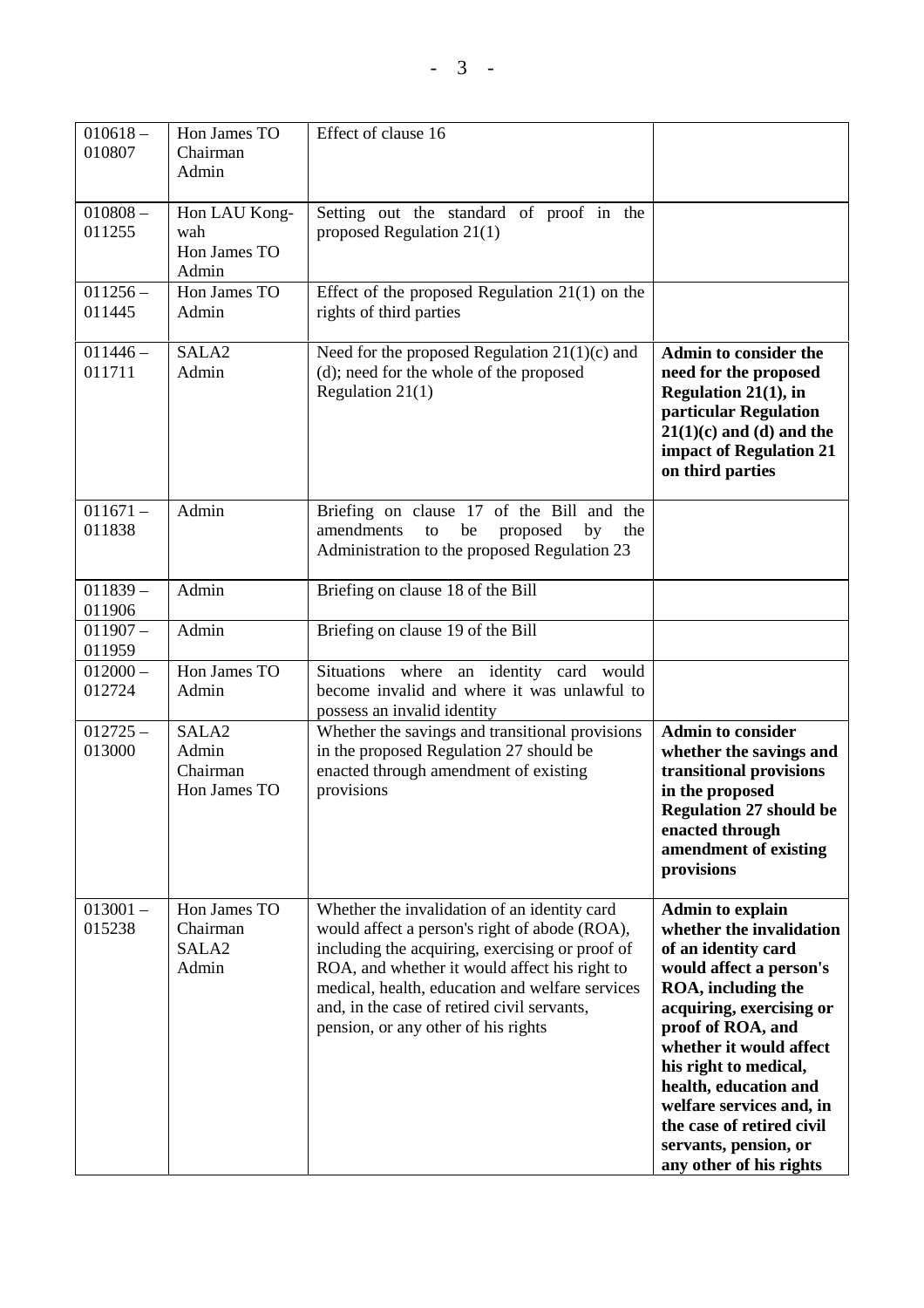| | | | |
|---|---|---|---|
| 010618 – 010807 | Hon James TO<br>Chairman<br>Admin | Effect of clause 16 | |
| 010808 – 011255 | Hon LAU Kong-wah<br>Hon James TO<br>Admin | Setting out the standard of proof in the proposed Regulation 21(1) | |
| 011256 – 011445 | Hon James TO<br>Admin | Effect of the proposed Regulation 21(1) on the rights of third parties | |
| 011446 – 011711 | SALA2<br>Admin | Need for the proposed Regulation 21(1)(c) and (d); need for the whole of the proposed Regulation 21(1) | **Admin to consider the need for the proposed Regulation 21(1), in particular Regulation 21(1)(c) and (d) and the impact of Regulation 21 on third parties** |
| 011671 – 011838 | Admin | Briefing on clause 17 of the Bill and the amendments to be proposed by the Administration to the proposed Regulation 23 | |
| 011839 – 011906 | Admin | Briefing on clause 18 of the Bill | |
| 011907 – 011959 | Admin | Briefing on clause 19 of the Bill | |
| 012000 – 012724 | Hon James TO<br>Admin | Situations where an identity card would become invalid and where it was unlawful to possess an invalid identity | |
| 012725 – 013000 | SALA2<br>Admin<br>Chairman<br>Hon James TO | Whether the savings and transitional provisions in the proposed Regulation 27 should be enacted through amendment of existing provisions | **Admin to consider whether the savings and transitional provisions in the proposed Regulation 27 should be enacted through amendment of existing provisions** |
| 013001 – 015238 | Hon James TO<br>Chairman<br>SALA2<br>Admin | Whether the invalidation of an identity card would affect a person's right of abode (ROA), including the acquiring, exercising or proof of ROA, and whether it would affect his right to medical, health, education and welfare services and, in the case of retired civil servants, pension, or any other of his rights | **Admin to explain whether the invalidation of an identity card would affect a person's ROA, including the acquiring, exercising or proof of ROA, and whether it would affect his right to medical, health, education and welfare services and, in the case of retired civil servants, pension, or any other of his rights** |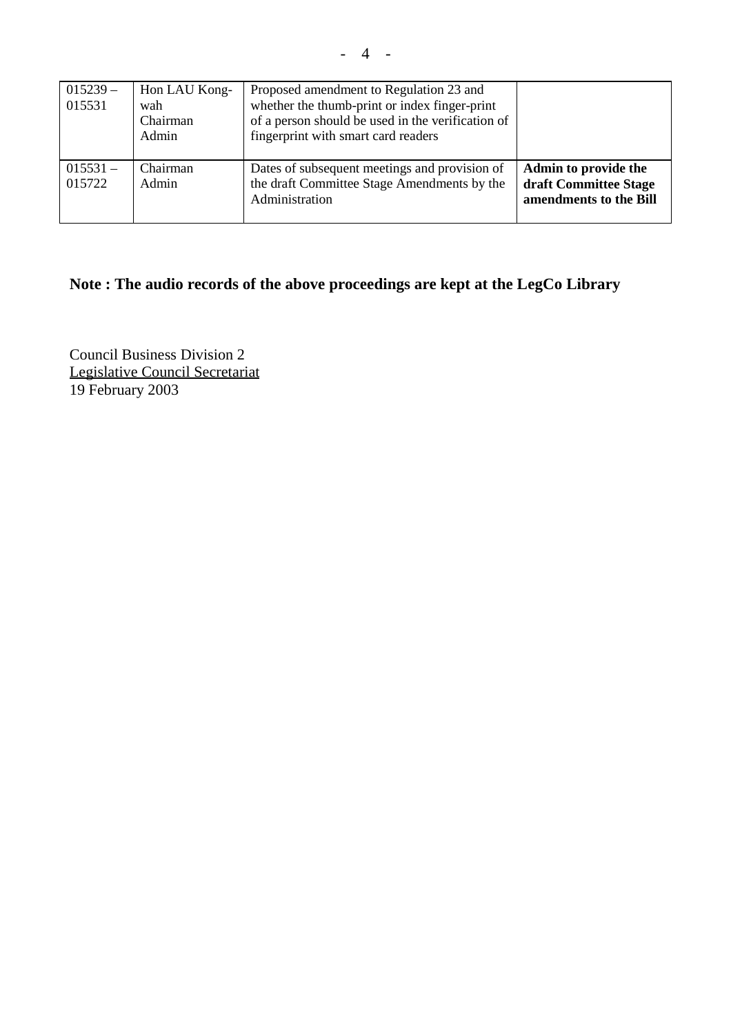| | | | |
|---|---|---|---|
| 015239 – 015531 | Hon LAU Kong-wah<br>Chairman<br>Admin | Proposed amendment to Regulation 23 and whether the thumb-print or index finger-print of a person should be used in the verification of fingerprint with smart card readers | |
| 015531 – 015722 | Chairman<br>Admin | Dates of subsequent meetings and provision of the draft Committee Stage Amendments by the Administration | **Admin to provide the draft Committee Stage amendments to the Bill** |

**Note : The audio records of the above proceedings are kept at the LegCo Library**

Council Business Division 2
Legislative Council Secretariat
19 February 2003